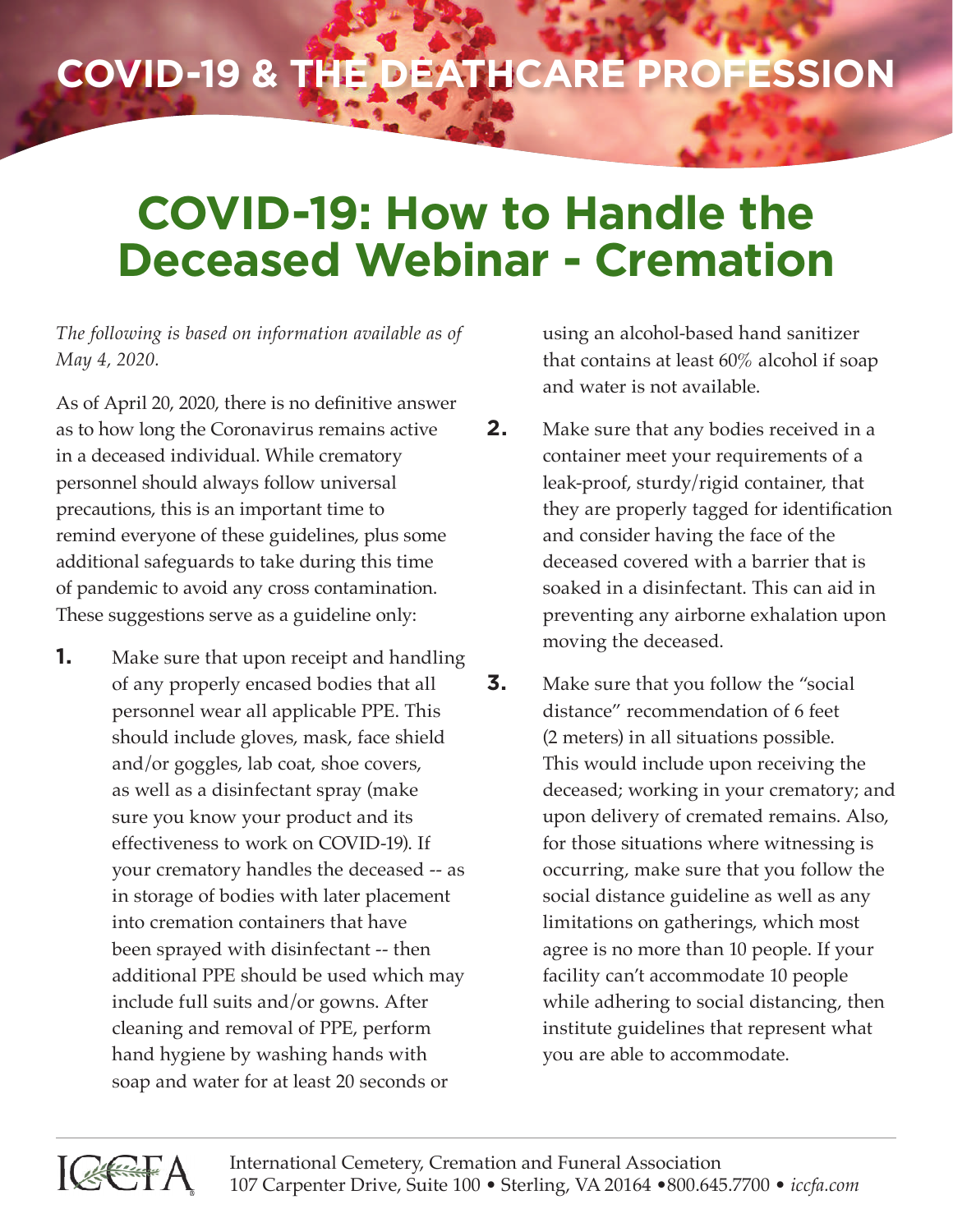# COVID-19 & THE DEATHCARE PROFESSION

# COVID-19: How to Handle the Deceased Webinar - Cremation

*The following is based on information available as of May 4, 2020.*

As of April 20, 2020, there is no definitive answer as to how long the Coronavirus remains active in a deceased individual. While crematory personnel should always follow universal precautions, this is an important time to remind everyone of these guidelines, plus some additional safeguards to take during this time of pandemic to avoid any cross contamination. These suggestions serve as a guideline only:

1. Make sure that upon receipt and handling of any properly encased bodies that all personnel wear all applicable PPE. This should include gloves, mask, face shield and/or goggles, lab coat, shoe covers, as well as a disinfectant spray (make sure you know your product and its effectiveness to work on COVID-19). If your crematory handles the deceased -- as in storage of bodies with later placement into cremation containers that have been sprayed with disinfectant -- then additional PPE should be used which may include full suits and/or gowns. After cleaning and removal of PPE, perform hand hygiene by washing hands with soap and water for at least 20 seconds or using an alcohol-based hand sanitizer that contains at least 60% alcohol if soap and water is not available.

2. Make sure that any bodies received in a container meet your requirements of a leak-proof, sturdy/rigid container, that they are properly tagged for identification and consider having the face of the deceased covered with a barrier that is soaked in a disinfectant. This can aid in preventing any airborne exhalation upon moving the deceased.

3. Make sure that you follow the "social distance" recommendation of 6 feet (2 meters) in all situations possible. This would include upon receiving the deceased; working in your crematory; and upon delivery of cremated remains. Also, for those situations where witnessing is occurring, make sure that you follow the social distance guideline as well as any limitations on gatherings, which most agree is no more than 10 people. If your facility can't accommodate 10 people while adhering to social distancing, then institute guidelines that represent what you are able to accommodate.

ICCFA

International Cemetery, Cremation and Funeral Association
107 Carpenter Drive, Suite 100 • Sterling, VA 20164 •800.645.7700 • *iccfa.com*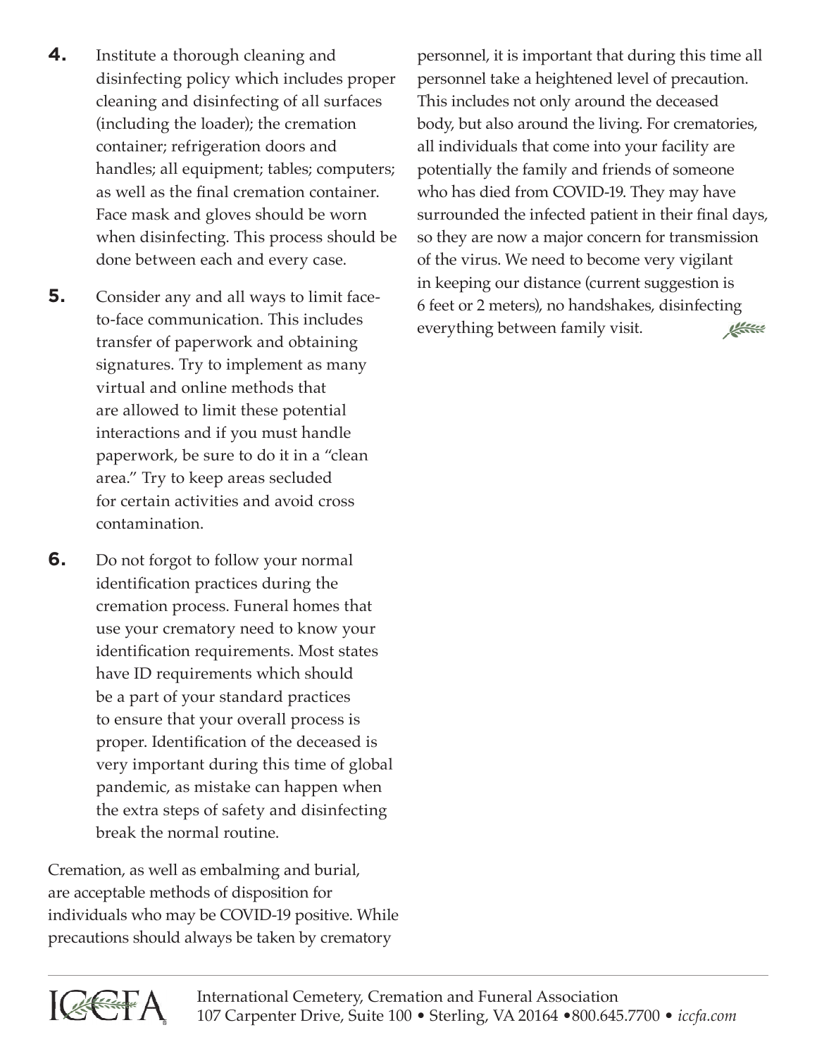4. Institute a thorough cleaning and disinfecting policy which includes proper cleaning and disinfecting of all surfaces (including the loader); the cremation container; refrigeration doors and handles; all equipment; tables; computers; as well as the final cremation container. Face mask and gloves should be worn when disinfecting. This process should be done between each and every case.

5. Consider any and all ways to limit face-to-face communication. This includes transfer of paperwork and obtaining signatures. Try to implement as many virtual and online methods that are allowed to limit these potential interactions and if you must handle paperwork, be sure to do it in a "clean area." Try to keep areas secluded for certain activities and avoid cross contamination.

6. Do not forgot to follow your normal identification practices during the cremation process. Funeral homes that use your crematory need to know your identification requirements. Most states have ID requirements which should be a part of your standard practices to ensure that your overall process is proper. Identification of the deceased is very important during this time of global pandemic, as mistake can happen when the extra steps of safety and disinfecting break the normal routine.

Cremation, as well as embalming and burial, are acceptable methods of disposition for individuals who may be COVID-19 positive. While precautions should always be taken by crematory personnel, it is important that during this time all personnel take a heightened level of precaution. This includes not only around the deceased body, but also around the living. For crematories, all individuals that come into your facility are potentially the family and friends of someone who has died from COVID-19. They may have surrounded the infected patient in their final days, so they are now a major concern for transmission of the virus. We need to become very vigilant in keeping our distance (current suggestion is 6 feet or 2 meters), no handshakes, disinfecting everything between family visit.

ICCFA

International Cemetery, Cremation and Funeral Association
107 Carpenter Drive, Suite 100 • Sterling, VA 20164 •800.645.7700 • *iccfa.com*